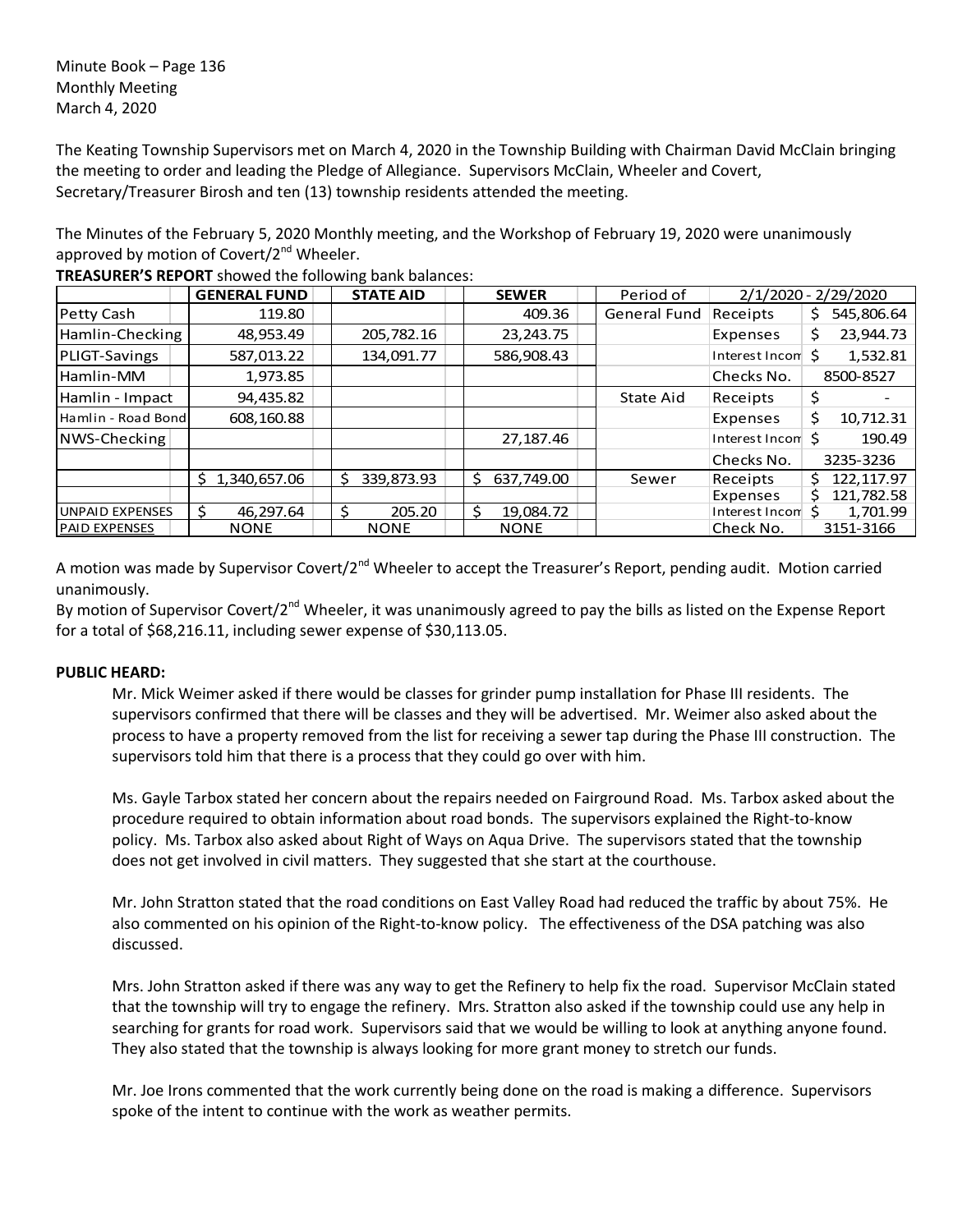Minute Book – Page 136
Monthly Meeting
March 4, 2020

The Keating Township Supervisors met on March 4, 2020 in the Township Building with Chairman David McClain bringing the meeting to order and leading the Pledge of Allegiance. Supervisors McClain, Wheeler and Covert, Secretary/Treasurer Birosh and ten (13) township residents attended the meeting.

The Minutes of the February 5, 2020 Monthly meeting, and the Workshop of February 19, 2020 were unanimously approved by motion of Covert/2nd Wheeler.

**TREASURER'S REPORT** showed the following bank balances:

| | GENERAL FUND | STATE AID | SEWER | Period of | 2/1/2020 - 2/29/2020 | |
|---|---|---|---|---|---|---|
| Petty Cash | 119.80 | | 409.36 | General Fund | Receipts | $ 545,806.64 |
| Hamlin-Checking | 48,953.49 | 205,782.16 | 23,243.75 | | Expenses | $ 23,944.73 |
| PLIGT-Savings | 587,013.22 | 134,091.77 | 586,908.43 | | Interest Incom | $ 1,532.81 |
| Hamlin-MM | 1,973.85 | | | | Checks No. | 8500-8527 |
| Hamlin - Impact | 94,435.82 | | | State Aid | Receipts | $ - |
| Hamlin - Road Bond | 608,160.88 | | | | Expenses | $ 10,712.31 |
| NWS-Checking | | | 27,187.46 | | Interest Incom | $ 190.49 |
| | | | | | Checks No. | 3235-3236 |
| | $ 1,340,657.06 | $ 339,873.93 | $ 637,749.00 | Sewer | Receipts | $ 122,117.97 |
| | | | | | Expenses | $ 121,782.58 |
| UNPAID EXPENSES | $ 46,297.64 | $ 205.20 | $ 19,084.72 | | Interest Incom | $ 1,701.99 |
| PAID EXPENSES | NONE | NONE | NONE | | Check No. | 3151-3166 |

A motion was made by Supervisor Covert/2nd Wheeler to accept the Treasurer's Report, pending audit. Motion carried unanimously.
By motion of Supervisor Covert/2nd Wheeler, it was unanimously agreed to pay the bills as listed on the Expense Report for a total of $68,216.11, including sewer expense of $30,113.05.

**PUBLIC HEARD:**

Mr. Mick Weimer asked if there would be classes for grinder pump installation for Phase III residents. The supervisors confirmed that there will be classes and they will be advertised. Mr. Weimer also asked about the process to have a property removed from the list for receiving a sewer tap during the Phase III construction. The supervisors told him that there is a process that they could go over with him.

Ms. Gayle Tarbox stated her concern about the repairs needed on Fairground Road. Ms. Tarbox asked about the procedure required to obtain information about road bonds. The supervisors explained the Right-to-know policy. Ms. Tarbox also asked about Right of Ways on Aqua Drive. The supervisors stated that the township does not get involved in civil matters. They suggested that she start at the courthouse.

Mr. John Stratton stated that the road conditions on East Valley Road had reduced the traffic by about 75%. He also commented on his opinion of the Right-to-know policy. The effectiveness of the DSA patching was also discussed.

Mrs. John Stratton asked if there was any way to get the Refinery to help fix the road. Supervisor McClain stated that the township will try to engage the refinery. Mrs. Stratton also asked if the township could use any help in searching for grants for road work. Supervisors said that we would be willing to look at anything anyone found. They also stated that the township is always looking for more grant money to stretch our funds.

Mr. Joe Irons commented that the work currently being done on the road is making a difference. Supervisors spoke of the intent to continue with the work as weather permits.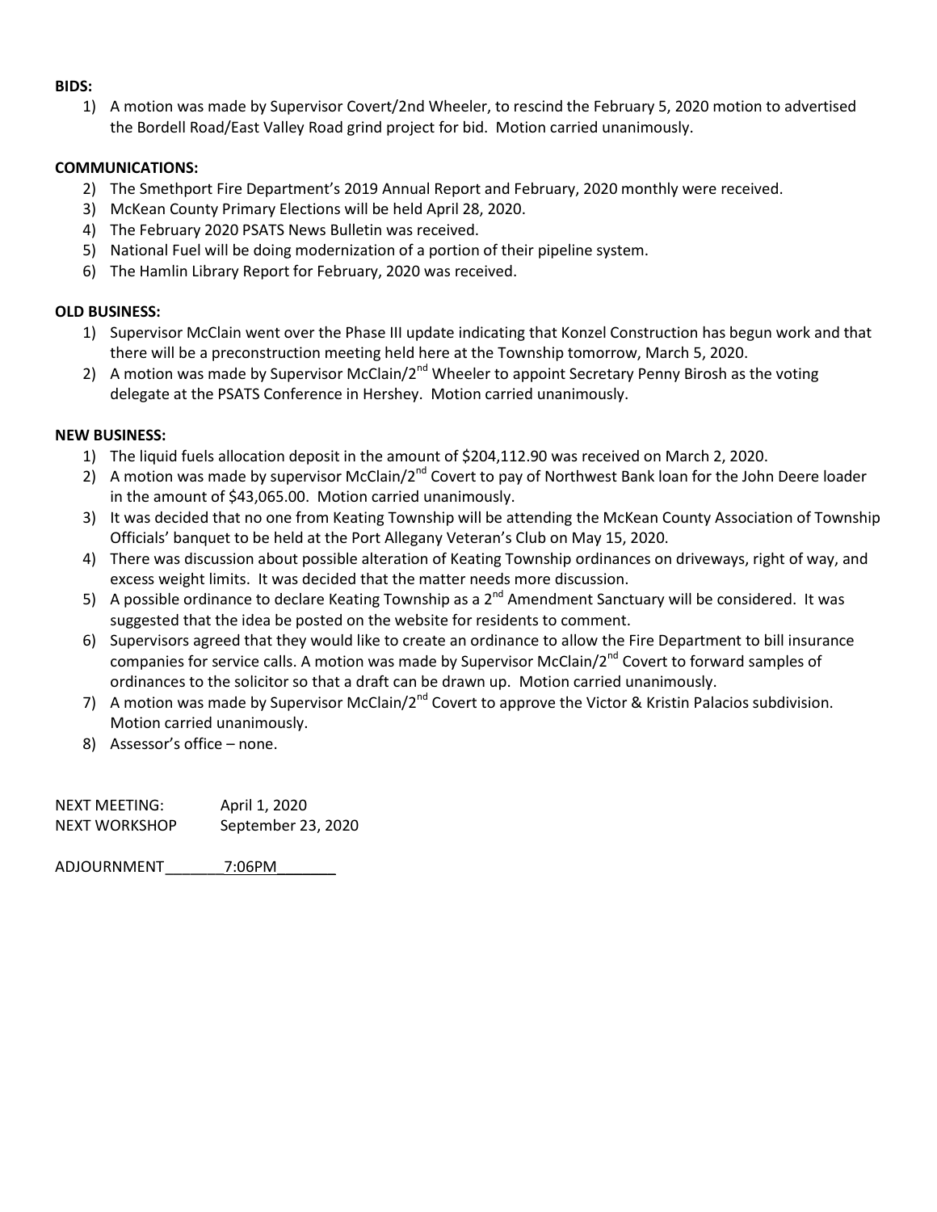**BIDS:**

1) A motion was made by Supervisor Covert/2nd Wheeler, to rescind the February 5, 2020 motion to advertised the Bordell Road/East Valley Road grind project for bid. Motion carried unanimously.

**COMMUNICATIONS:**

2) The Smethport Fire Department's 2019 Annual Report and February, 2020 monthly were received.
3) McKean County Primary Elections will be held April 28, 2020.
4) The February 2020 PSATS News Bulletin was received.
5) National Fuel will be doing modernization of a portion of their pipeline system.
6) The Hamlin Library Report for February, 2020 was received.

**OLD BUSINESS:**

1) Supervisor McClain went over the Phase III update indicating that Konzel Construction has begun work and that there will be a preconstruction meeting held here at the Township tomorrow, March 5, 2020.
2) A motion was made by Supervisor McClain/2nd Wheeler to appoint Secretary Penny Birosh as the voting delegate at the PSATS Conference in Hershey. Motion carried unanimously.

**NEW BUSINESS:**

1) The liquid fuels allocation deposit in the amount of $204,112.90 was received on March 2, 2020.
2) A motion was made by supervisor McClain/2nd Covert to pay of Northwest Bank loan for the John Deere loader in the amount of $43,065.00. Motion carried unanimously.
3) It was decided that no one from Keating Township will be attending the McKean County Association of Township Officials' banquet to be held at the Port Allegany Veteran's Club on May 15, 2020.
4) There was discussion about possible alteration of Keating Township ordinances on driveways, right of way, and excess weight limits. It was decided that the matter needs more discussion.
5) A possible ordinance to declare Keating Township as a 2nd Amendment Sanctuary will be considered. It was suggested that the idea be posted on the website for residents to comment.
6) Supervisors agreed that they would like to create an ordinance to allow the Fire Department to bill insurance companies for service calls. A motion was made by Supervisor McClain/2nd Covert to forward samples of ordinances to the solicitor so that a draft can be drawn up. Motion carried unanimously.
7) A motion was made by Supervisor McClain/2nd Covert to approve the Victor & Kristin Palacios subdivision. Motion carried unanimously.
8) Assessor's office – none.

NEXT MEETING: April 1, 2020
NEXT WORKSHOP September 23, 2020

ADJOURNMENT 7:06PM